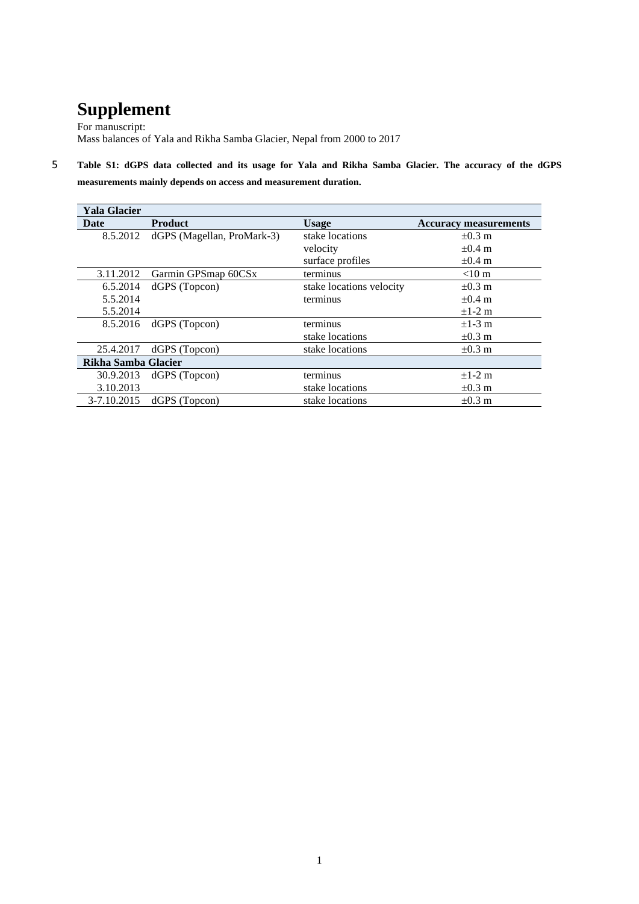# Supplement

For manuscript:
Mass balances of Yala and Rikha Samba Glacier, Nepal from 2000 to 2017

**Table S1: dGPS data collected and its usage for Yala and Rikha Samba Glacier. The accuracy of the dGPS measurements mainly depends on access and measurement duration.**

| **Yala Glacier** | | | |
|---|---|---|---|
| **Date** | **Product** | **Usage** | **Accuracy measurements** |
| 8.5.2012 | dGPS (Magellan, ProMark-3) | stake locations | ±0.3 m |
| | | velocity | ±0.4 m |
| | | surface profiles | ±0.4 m |
| 3.11.2012 | Garmin GPSmap 60CSx | terminus | <10 m |
| 6.5.2014 | dGPS (Topcon) | stake locations velocity | ±0.3 m |
| 5.5.2014 | | terminus | ±0.4 m |
| 5.5.2014 | | | ±1-2 m |
| 8.5.2016 | dGPS (Topcon) | terminus | ±1-3 m |
| | | stake locations | ±0.3 m |
| 25.4.2017 | dGPS (Topcon) | stake locations | ±0.3 m |
| **Rikha Samba Glacier** | | | |
| 30.9.2013 | dGPS (Topcon) | terminus | ±1-2 m |
| 3.10.2013 | | stake locations | ±0.3 m |
| 3-7.10.2015 | dGPS (Topcon) | stake locations | ±0.3 m |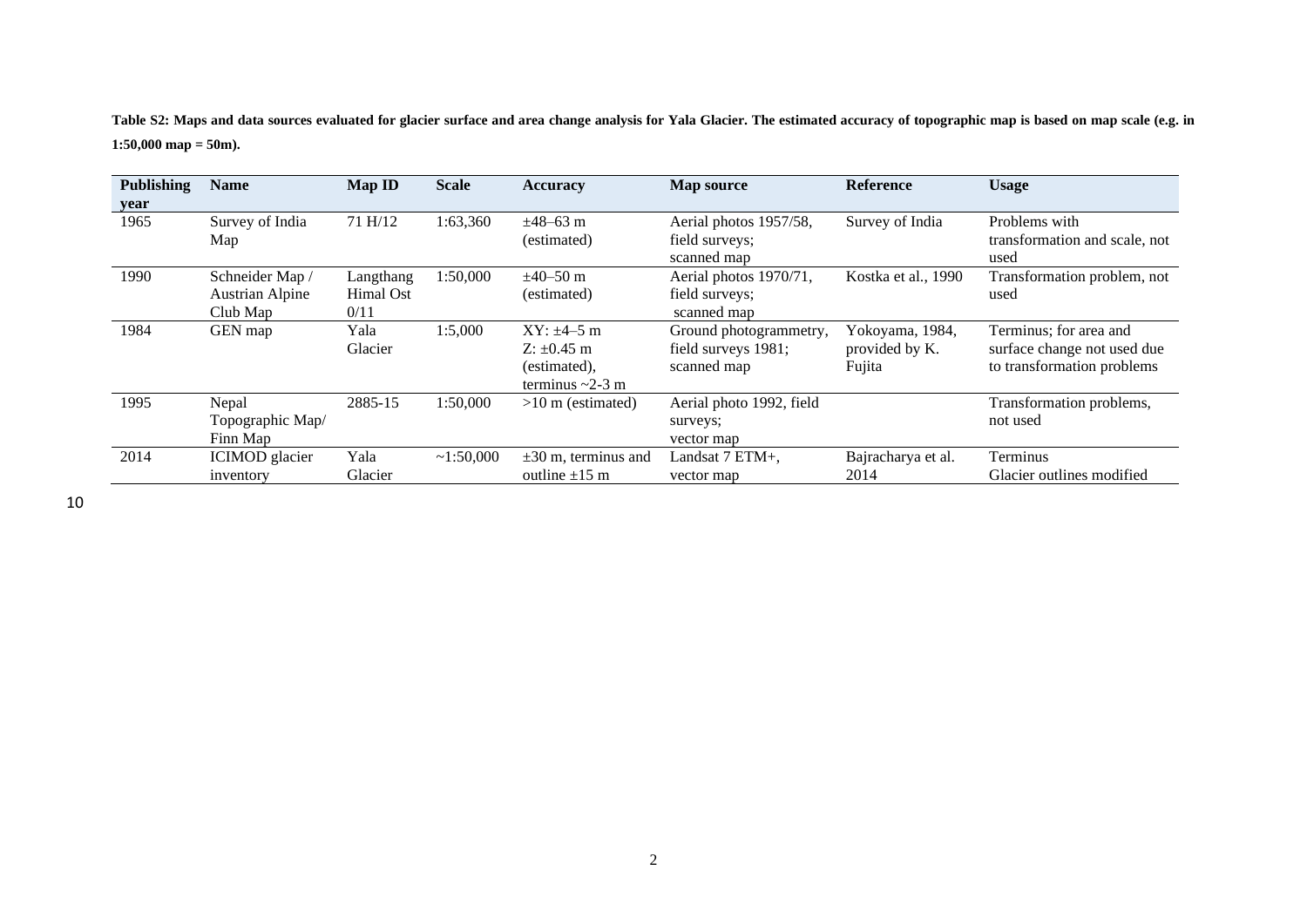**Table S2: Maps and data sources evaluated for glacier surface and area change analysis for Yala Glacier. The estimated accuracy of topographic map is based on map scale (e.g. in 1:50,000 map = 50m).**

| Publishing year | Name | Map ID | Scale | Accuracy | Map source | Reference | Usage |
|---|---|---|---|---|---|---|---|
| 1965 | Survey of India Map | 71 H/12 | 1:63,360 | ±48–63 m (estimated) | Aerial photos 1957/58, field surveys; scanned map | Survey of India | Problems with transformation and scale, not used |
| 1990 | Schneider Map / Austrian Alpine Club Map | Langthang Himal Ost 0/11 | 1:50,000 | ±40–50 m (estimated) | Aerial photos 1970/71, field surveys; scanned map | Kostka et al., 1990 | Transformation problem, not used |
| 1984 | GEN map | Yala Glacier | 1:5,000 | XY: ±4–5 m Z: ±0.45 m (estimated), terminus ~2-3 m | Ground photogrammetry, field surveys 1981; scanned map | Yokoyama, 1984, provided by K. Fujita | Terminus; for area and surface change not used due to transformation problems |
| 1995 | Nepal Topographic Map/ Finn Map | 2885-15 | 1:50,000 | >10 m (estimated) | Aerial photo 1992, field surveys; vector map | | Transformation problems, not used |
| 2014 | ICIMOD glacier inventory | Yala Glacier | ~1:50,000 | ±30 m, terminus and outline ±15 m | Landsat 7 ETM+, vector map | Bajracharya et al. 2014 | Terminus Glacier outlines modified |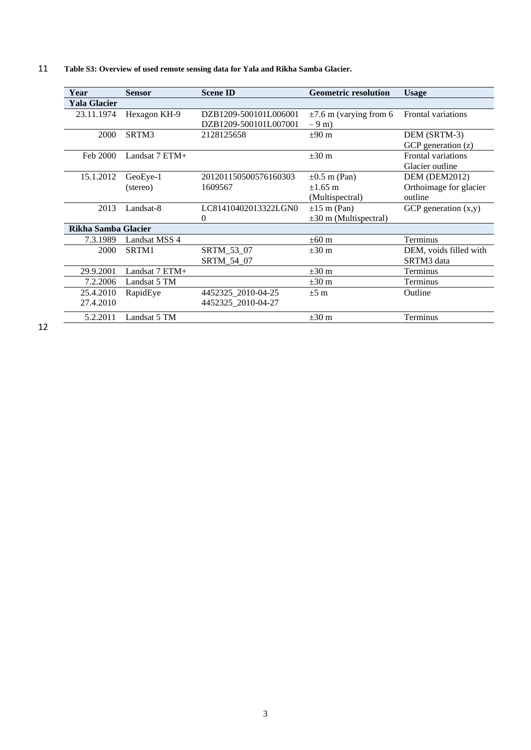**Table S3: Overview of used remote sensing data for Yala and Rikha Samba Glacier.**

| Year | Sensor | Scene ID | Geometric resolution | Usage |
|---|---|---|---|---|
| **Yala Glacier** | | | | |
| 23.11.1974 | Hexagon KH-9 | DZB1209-500101L006001 DZB1209-500101L007001 | ±7.6 m (varying from 6 – 9 m) | Frontal variations |
| 2000 | SRTM3 | 2128125658 | ±90 m | DEM (SRTM-3) GCP generation (z) |
| Feb 2000 | Landsat 7 ETM+ | | ±30 m | Frontal variations Glacier outline |
| 15.1.2012 | GeoEye-1 (stereo) | 2012011505005761603031609567 | ±0.5 m (Pan) ±1.65 m (Multispectral) | DEM (DEM2012) Orthoimage for glacier outline |
| 2013 | Landsat-8 | LC81410402013322LGN00 | ±15 m (Pan) ±30 m (Multispectral) | GCP generation (x,y) |
| **Rikha Samba Glacier** | | | | |
| 7.3.1989 | Landsat MSS 4 | | ±60 m | Terminus |
| 2000 | SRTM1 | SRTM_53_07 SRTM_54_07 | ±30 m | DEM, voids filled with SRTM3 data |
| 29.9.2001 | Landsat 7 ETM+ | | ±30 m | Terminus |
| 7.2.2006 | Landsat 5 TM | | ±30 m | Terminus |
| 25.4.2010 27.4.2010 | RapidEye | 4452325_2010-04-25 4452325_2010-04-27 | ±5 m | Outline |
| 5.2.2011 | Landsat 5 TM | | ±30 m | Terminus |